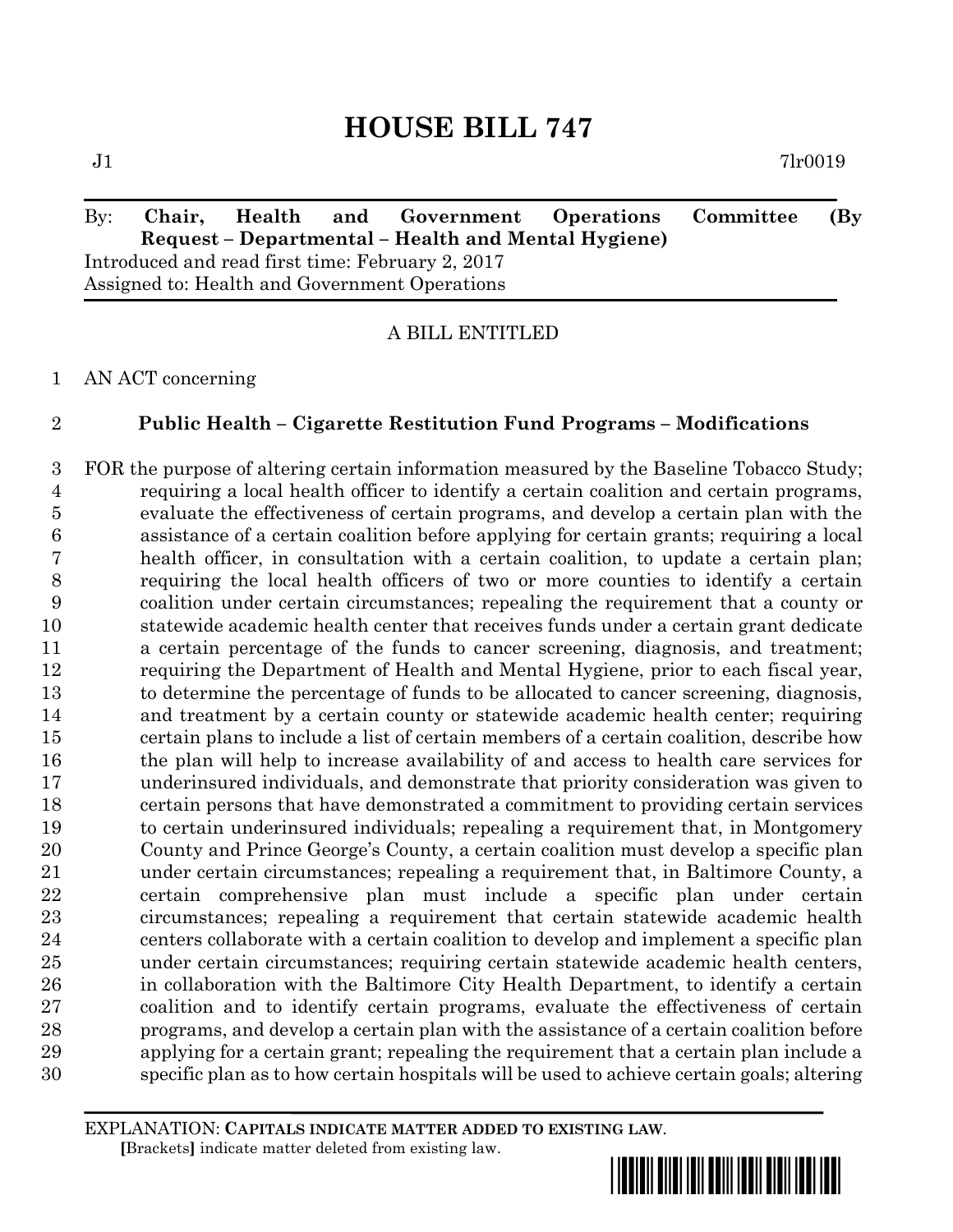# HOUSE BILL 747

J1 7lr0019

By: **Chair, Health and Government Operations Committee (By Request – Departmental – Health and Mental Hygiene)**
Introduced and read first time: February 2, 2017
Assigned to: Health and Government Operations

A BILL ENTITLED

1 AN ACT concerning

2 **Public Health – Cigarette Restitution Fund Programs – Modifications**

3 FOR the purpose of altering certain information measured by the Baseline Tobacco Study;
4 requiring a local health officer to identify a certain coalition and certain programs,
5 evaluate the effectiveness of certain programs, and develop a certain plan with the
6 assistance of a certain coalition before applying for certain grants; requiring a local
7 health officer, in consultation with a certain coalition, to update a certain plan;
8 requiring the local health officers of two or more counties to identify a certain
9 coalition under certain circumstances; repealing the requirement that a county or
10 statewide academic health center that receives funds under a certain grant dedicate
11 a certain percentage of the funds to cancer screening, diagnosis, and treatment;
12 requiring the Department of Health and Mental Hygiene, prior to each fiscal year,
13 to determine the percentage of funds to be allocated to cancer screening, diagnosis,
14 and treatment by a certain county or statewide academic health center; requiring
15 certain plans to include a list of certain members of a certain coalition, describe how
16 the plan will help to increase availability of and access to health care services for
17 underinsured individuals, and demonstrate that priority consideration was given to
18 certain persons that have demonstrated a commitment to providing certain services
19 to certain underinsured individuals; repealing a requirement that, in Montgomery
20 County and Prince George's County, a certain coalition must develop a specific plan
21 under certain circumstances; repealing a requirement that, in Baltimore County, a
22 certain comprehensive plan must include a specific plan under certain
23 circumstances; repealing a requirement that certain statewide academic health
24 centers collaborate with a certain coalition to develop and implement a specific plan
25 under certain circumstances; requiring certain statewide academic health centers,
26 in collaboration with the Baltimore City Health Department, to identify a certain
27 coalition and to identify certain programs, evaluate the effectiveness of certain
28 programs, and develop a certain plan with the assistance of a certain coalition before
29 applying for a certain grant; repealing the requirement that a certain plan include a
30 specific plan as to how certain hospitals will be used to achieve certain goals; altering

EXPLANATION: **CAPITALS INDICATE MATTER ADDED TO EXISTING LAW**.
**[**Brackets**]** indicate matter deleted from existing law.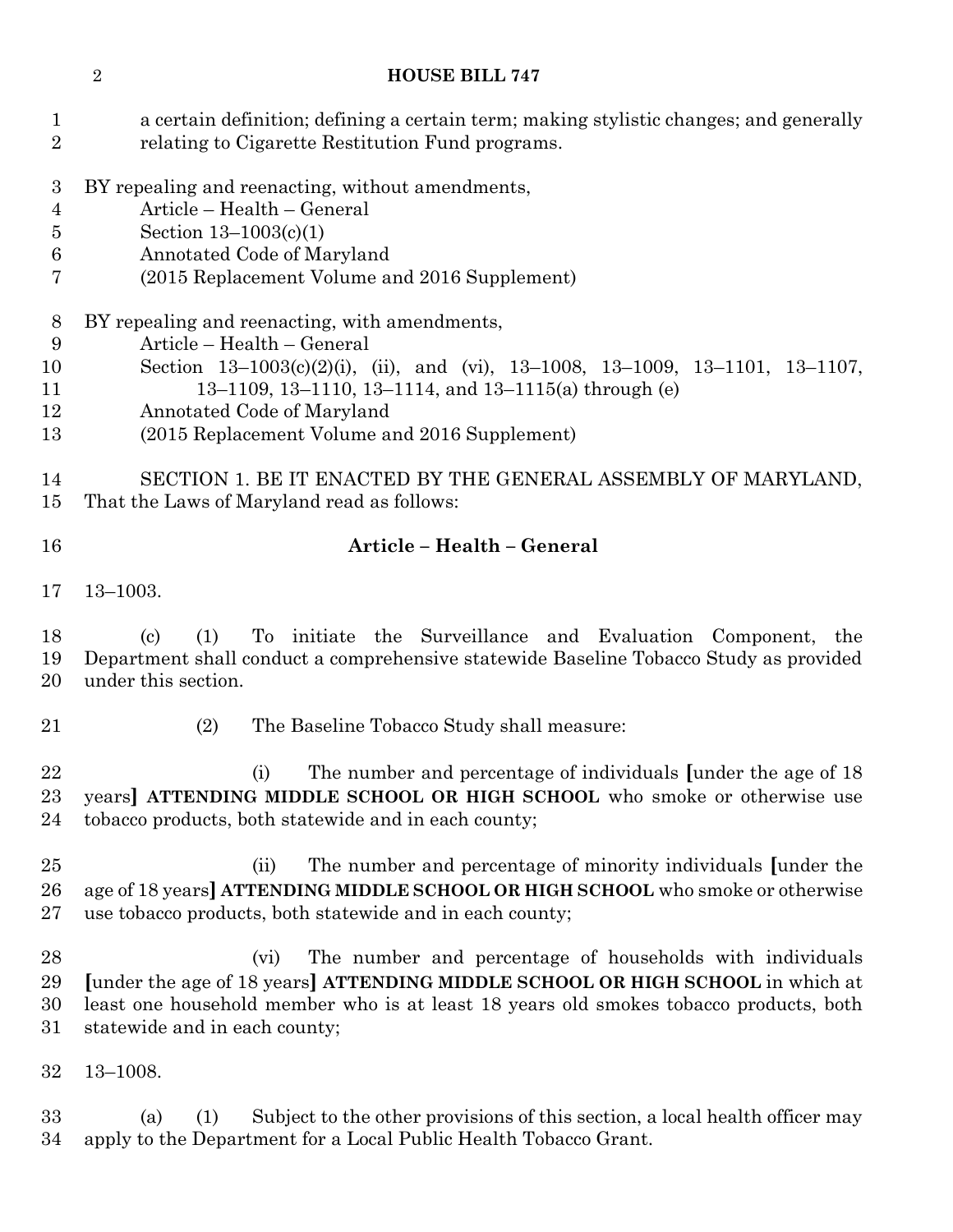a certain definition; defining a certain term; making stylistic changes; and generally relating to Cigarette Restitution Fund programs.

BY repealing and reenacting, without amendments,
Article – Health – General
Section 13–1003(c)(1)
Annotated Code of Maryland
(2015 Replacement Volume and 2016 Supplement)

BY repealing and reenacting, with amendments,
Article – Health – General
Section 13–1003(c)(2)(i), (ii), and (vi), 13–1008, 13–1009, 13–1101, 13–1107, 13–1109, 13–1110, 13–1114, and 13–1115(a) through (e)
Annotated Code of Maryland
(2015 Replacement Volume and 2016 Supplement)

SECTION 1. BE IT ENACTED BY THE GENERAL ASSEMBLY OF MARYLAND, That the Laws of Maryland read as follows:

**Article – Health – General**

13–1003.

(c) (1) To initiate the Surveillance and Evaluation Component, the Department shall conduct a comprehensive statewide Baseline Tobacco Study as provided under this section.

(2) The Baseline Tobacco Study shall measure:

(i) The number and percentage of individuals **[**under the age of 18 years**]** **ATTENDING MIDDLE SCHOOL OR HIGH SCHOOL** who smoke or otherwise use tobacco products, both statewide and in each county;

(ii) The number and percentage of minority individuals **[**under the age of 18 years**]** **ATTENDING MIDDLE SCHOOL OR HIGH SCHOOL** who smoke or otherwise use tobacco products, both statewide and in each county;

(vi) The number and percentage of households with individuals **[**under the age of 18 years**]** **ATTENDING MIDDLE SCHOOL OR HIGH SCHOOL** in which at least one household member who is at least 18 years old smokes tobacco products, both statewide and in each county;

13–1008.

(a) (1) Subject to the other provisions of this section, a local health officer may apply to the Department for a Local Public Health Tobacco Grant.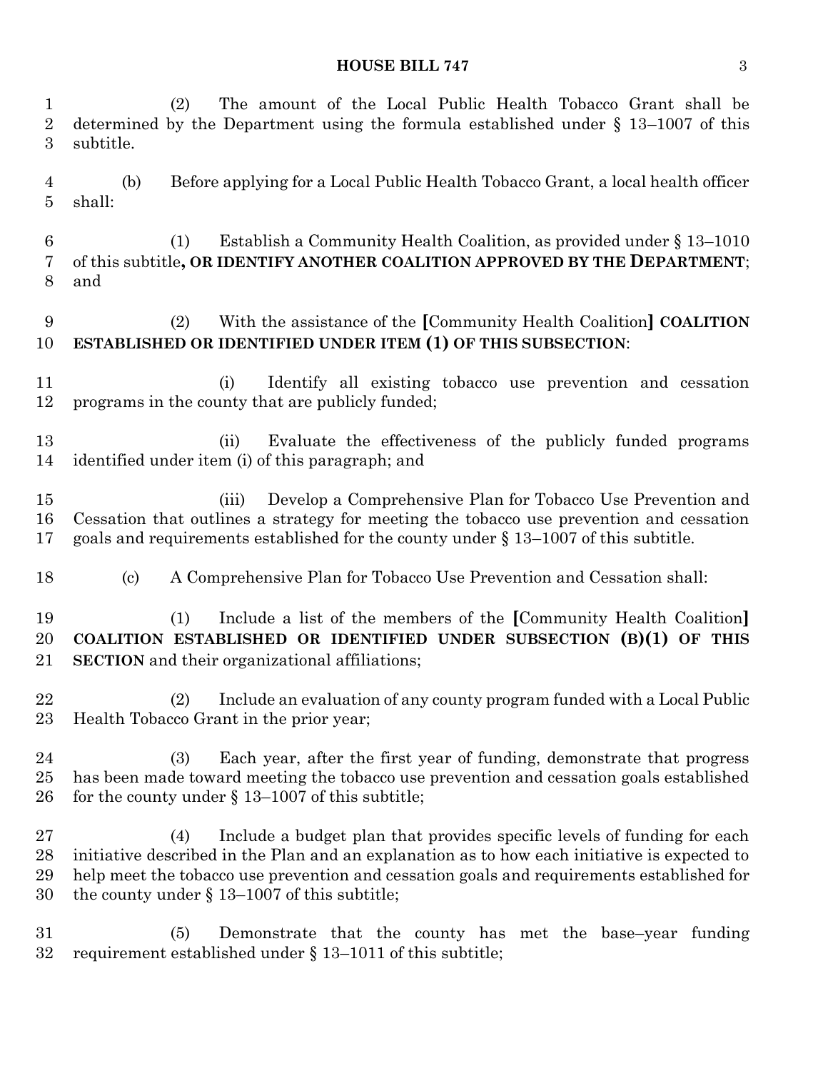(2) The amount of the Local Public Health Tobacco Grant shall be determined by the Department using the formula established under § 13–1007 of this subtitle.

(b) Before applying for a Local Public Health Tobacco Grant, a local health officer shall:

(1) Establish a Community Health Coalition, as provided under § 13–1010 of this subtitle**, OR IDENTIFY ANOTHER COALITION APPROVED BY THE DEPARTMENT**; and

(2) With the assistance of the **[**Community Health Coalition**]** **COALITION ESTABLISHED OR IDENTIFIED UNDER ITEM (1) OF THIS SUBSECTION**:

(i) Identify all existing tobacco use prevention and cessation programs in the county that are publicly funded;

(ii) Evaluate the effectiveness of the publicly funded programs identified under item (i) of this paragraph; and

(iii) Develop a Comprehensive Plan for Tobacco Use Prevention and Cessation that outlines a strategy for meeting the tobacco use prevention and cessation goals and requirements established for the county under § 13–1007 of this subtitle.

(c) A Comprehensive Plan for Tobacco Use Prevention and Cessation shall:

(1) Include a list of the members of the **[**Community Health Coalition**]** **COALITION ESTABLISHED OR IDENTIFIED UNDER SUBSECTION (B)(1) OF THIS SECTION** and their organizational affiliations;

(2) Include an evaluation of any county program funded with a Local Public Health Tobacco Grant in the prior year;

(3) Each year, after the first year of funding, demonstrate that progress has been made toward meeting the tobacco use prevention and cessation goals established for the county under § 13–1007 of this subtitle;

(4) Include a budget plan that provides specific levels of funding for each initiative described in the Plan and an explanation as to how each initiative is expected to help meet the tobacco use prevention and cessation goals and requirements established for the county under § 13–1007 of this subtitle;

(5) Demonstrate that the county has met the base–year funding requirement established under § 13–1011 of this subtitle;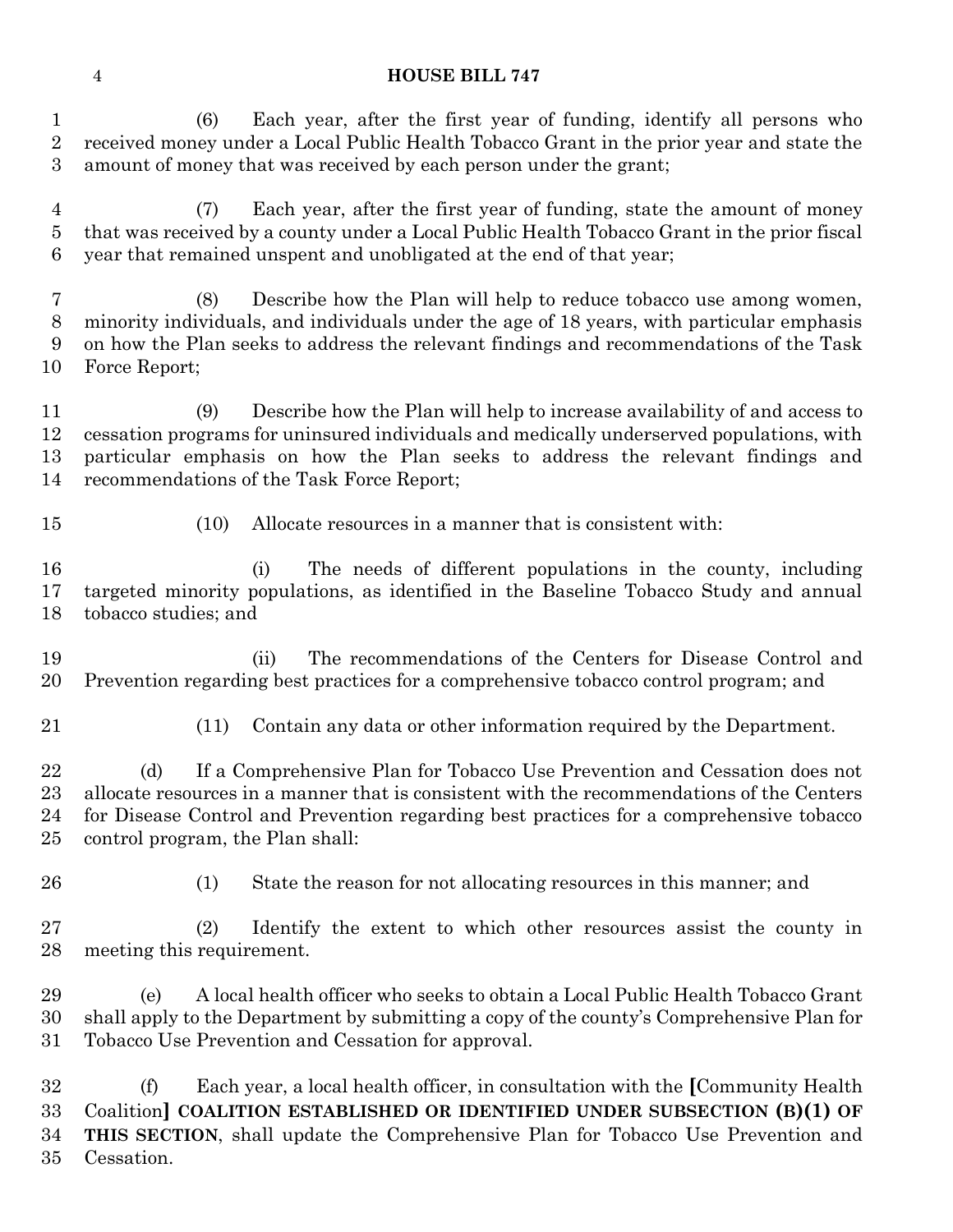(6) Each year, after the first year of funding, identify all persons who received money under a Local Public Health Tobacco Grant in the prior year and state the amount of money that was received by each person under the grant;

(7) Each year, after the first year of funding, state the amount of money that was received by a county under a Local Public Health Tobacco Grant in the prior fiscal year that remained unspent and unobligated at the end of that year;

(8) Describe how the Plan will help to reduce tobacco use among women, minority individuals, and individuals under the age of 18 years, with particular emphasis on how the Plan seeks to address the relevant findings and recommendations of the Task Force Report;

(9) Describe how the Plan will help to increase availability of and access to cessation programs for uninsured individuals and medically underserved populations, with particular emphasis on how the Plan seeks to address the relevant findings and recommendations of the Task Force Report;

(10) Allocate resources in a manner that is consistent with:

(i) The needs of different populations in the county, including targeted minority populations, as identified in the Baseline Tobacco Study and annual tobacco studies; and

(ii) The recommendations of the Centers for Disease Control and Prevention regarding best practices for a comprehensive tobacco control program; and

(11) Contain any data or other information required by the Department.

(d) If a Comprehensive Plan for Tobacco Use Prevention and Cessation does not allocate resources in a manner that is consistent with the recommendations of the Centers for Disease Control and Prevention regarding best practices for a comprehensive tobacco control program, the Plan shall:

(1) State the reason for not allocating resources in this manner; and

(2) Identify the extent to which other resources assist the county in meeting this requirement.

(e) A local health officer who seeks to obtain a Local Public Health Tobacco Grant shall apply to the Department by submitting a copy of the county's Comprehensive Plan for Tobacco Use Prevention and Cessation for approval.

(f) Each year, a local health officer, in consultation with the **[**Community Health Coalition**]** **COALITION ESTABLISHED OR IDENTIFIED UNDER SUBSECTION (B)(1) OF THIS SECTION**, shall update the Comprehensive Plan for Tobacco Use Prevention and Cessation.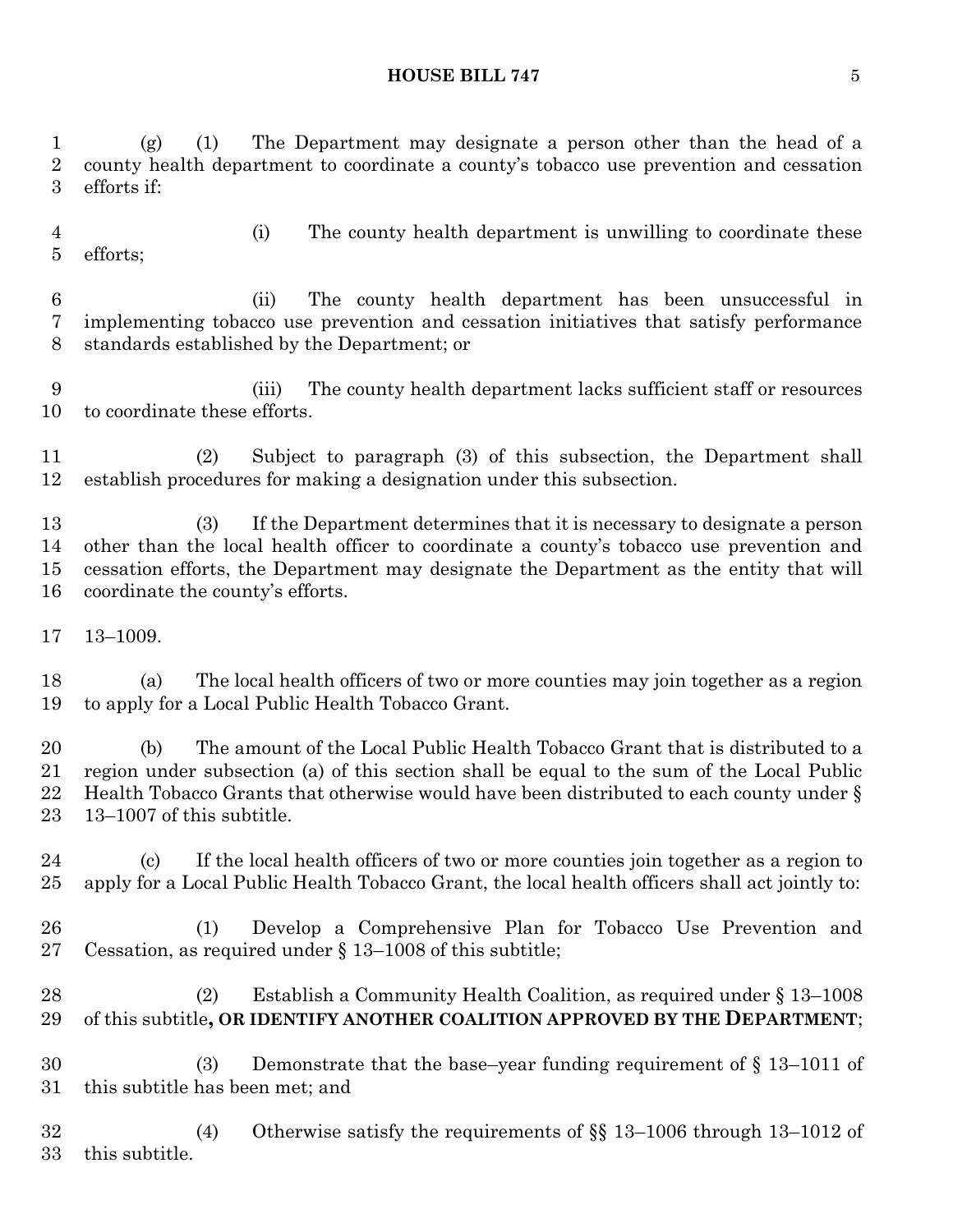(g) (1) The Department may designate a person other than the head of a county health department to coordinate a county's tobacco use prevention and cessation efforts if:

(i) The county health department is unwilling to coordinate these efforts;

(ii) The county health department has been unsuccessful in implementing tobacco use prevention and cessation initiatives that satisfy performance standards established by the Department; or

(iii) The county health department lacks sufficient staff or resources to coordinate these efforts.

(2) Subject to paragraph (3) of this subsection, the Department shall establish procedures for making a designation under this subsection.

(3) If the Department determines that it is necessary to designate a person other than the local health officer to coordinate a county's tobacco use prevention and cessation efforts, the Department may designate the Department as the entity that will coordinate the county's efforts.

13–1009.

(a) The local health officers of two or more counties may join together as a region to apply for a Local Public Health Tobacco Grant.

(b) The amount of the Local Public Health Tobacco Grant that is distributed to a region under subsection (a) of this section shall be equal to the sum of the Local Public Health Tobacco Grants that otherwise would have been distributed to each county under § 13–1007 of this subtitle.

(c) If the local health officers of two or more counties join together as a region to apply for a Local Public Health Tobacco Grant, the local health officers shall act jointly to:

(1) Develop a Comprehensive Plan for Tobacco Use Prevention and Cessation, as required under § 13–1008 of this subtitle;

(2) Establish a Community Health Coalition, as required under § 13–1008 of this subtitle**, OR IDENTIFY ANOTHER COALITION APPROVED BY THE DEPARTMENT**;

(3) Demonstrate that the base–year funding requirement of § 13–1011 of this subtitle has been met; and

(4) Otherwise satisfy the requirements of §§ 13–1006 through 13–1012 of this subtitle.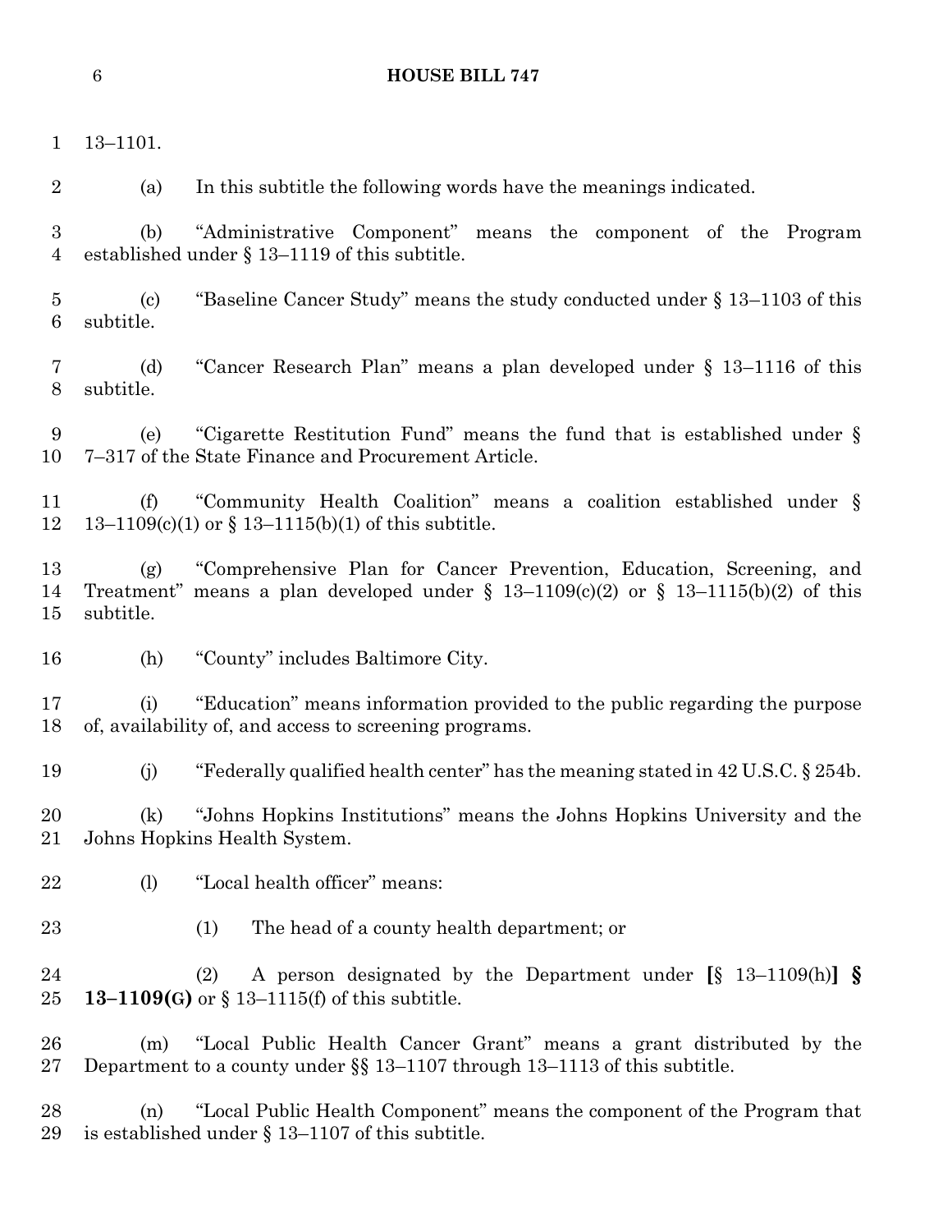13–1101.

(a) In this subtitle the following words have the meanings indicated.

(b) "Administrative Component" means the component of the Program established under § 13–1119 of this subtitle.

(c) "Baseline Cancer Study" means the study conducted under § 13–1103 of this subtitle.

(d) "Cancer Research Plan" means a plan developed under § 13–1116 of this subtitle.

(e) "Cigarette Restitution Fund" means the fund that is established under § 7–317 of the State Finance and Procurement Article.

(f) "Community Health Coalition" means a coalition established under § 13–1109(c)(1) or § 13–1115(b)(1) of this subtitle.

(g) "Comprehensive Plan for Cancer Prevention, Education, Screening, and Treatment" means a plan developed under § 13–1109(c)(2) or § 13–1115(b)(2) of this subtitle.

(h) "County" includes Baltimore City.

(i) "Education" means information provided to the public regarding the purpose of, availability of, and access to screening programs.

(j) "Federally qualified health center" has the meaning stated in 42 U.S.C. § 254b.

(k) "Johns Hopkins Institutions" means the Johns Hopkins University and the Johns Hopkins Health System.

(l) "Local health officer" means:

(1) The head of a county health department; or

(2) A person designated by the Department under **[**§ 13–1109(h)**]** **§ 13–1109(G)** or § 13–1115(f) of this subtitle.

(m) "Local Public Health Cancer Grant" means a grant distributed by the Department to a county under §§ 13–1107 through 13–1113 of this subtitle.

(n) "Local Public Health Component" means the component of the Program that is established under § 13–1107 of this subtitle.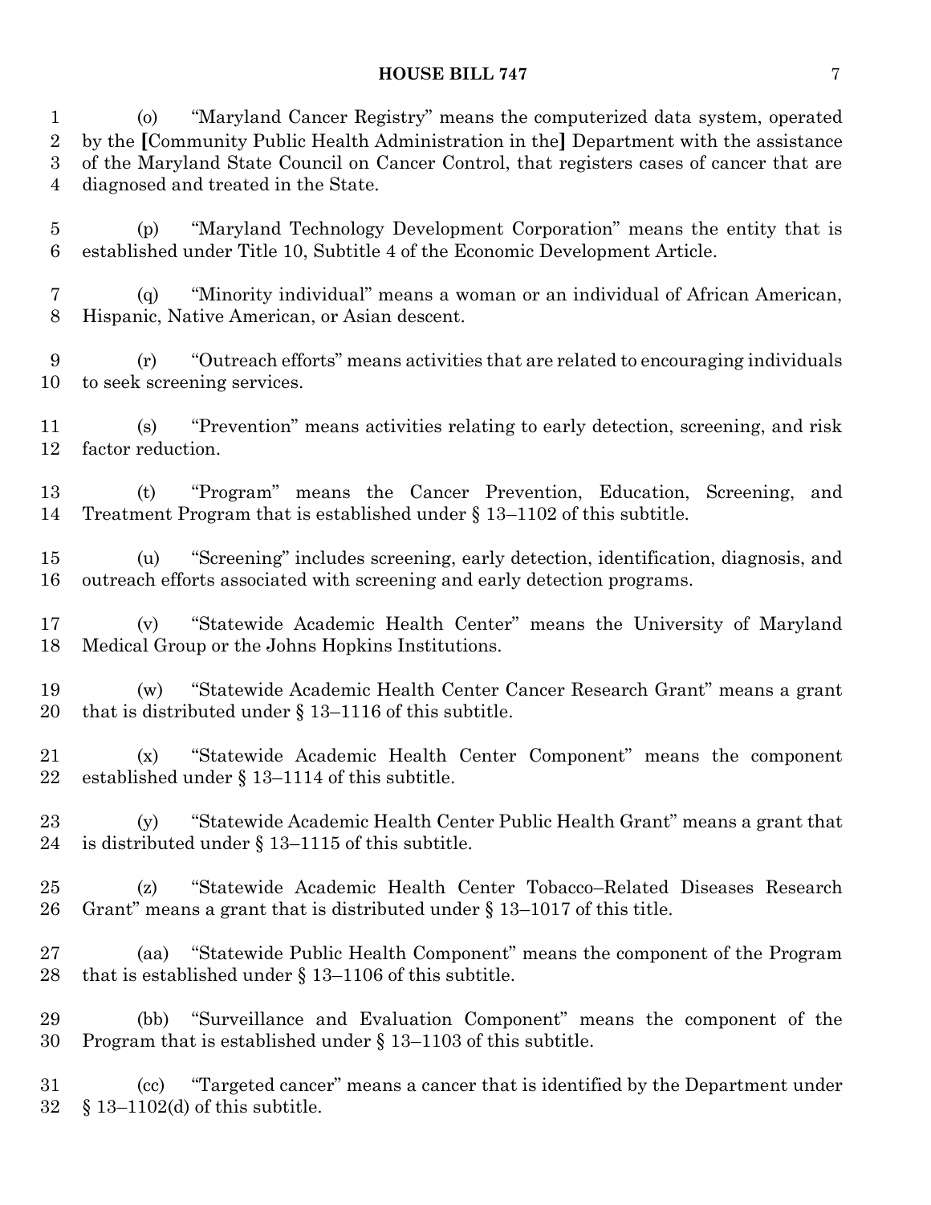(o) "Maryland Cancer Registry" means the computerized data system, operated by the [Community Public Health Administration in the] Department with the assistance of the Maryland State Council on Cancer Control, that registers cases of cancer that are diagnosed and treated in the State.

(p) "Maryland Technology Development Corporation" means the entity that is established under Title 10, Subtitle 4 of the Economic Development Article.

(q) "Minority individual" means a woman or an individual of African American, Hispanic, Native American, or Asian descent.

(r) "Outreach efforts" means activities that are related to encouraging individuals to seek screening services.

(s) "Prevention" means activities relating to early detection, screening, and risk factor reduction.

(t) "Program" means the Cancer Prevention, Education, Screening, and Treatment Program that is established under § 13–1102 of this subtitle.

(u) "Screening" includes screening, early detection, identification, diagnosis, and outreach efforts associated with screening and early detection programs.

(v) "Statewide Academic Health Center" means the University of Maryland Medical Group or the Johns Hopkins Institutions.

(w) "Statewide Academic Health Center Cancer Research Grant" means a grant that is distributed under § 13–1116 of this subtitle.

(x) "Statewide Academic Health Center Component" means the component established under § 13–1114 of this subtitle.

(y) "Statewide Academic Health Center Public Health Grant" means a grant that is distributed under § 13–1115 of this subtitle.

(z) "Statewide Academic Health Center Tobacco–Related Diseases Research Grant" means a grant that is distributed under § 13–1017 of this title.

(aa) "Statewide Public Health Component" means the component of the Program that is established under § 13–1106 of this subtitle.

(bb) "Surveillance and Evaluation Component" means the component of the Program that is established under § 13–1103 of this subtitle.

(cc) "Targeted cancer" means a cancer that is identified by the Department under § 13–1102(d) of this subtitle.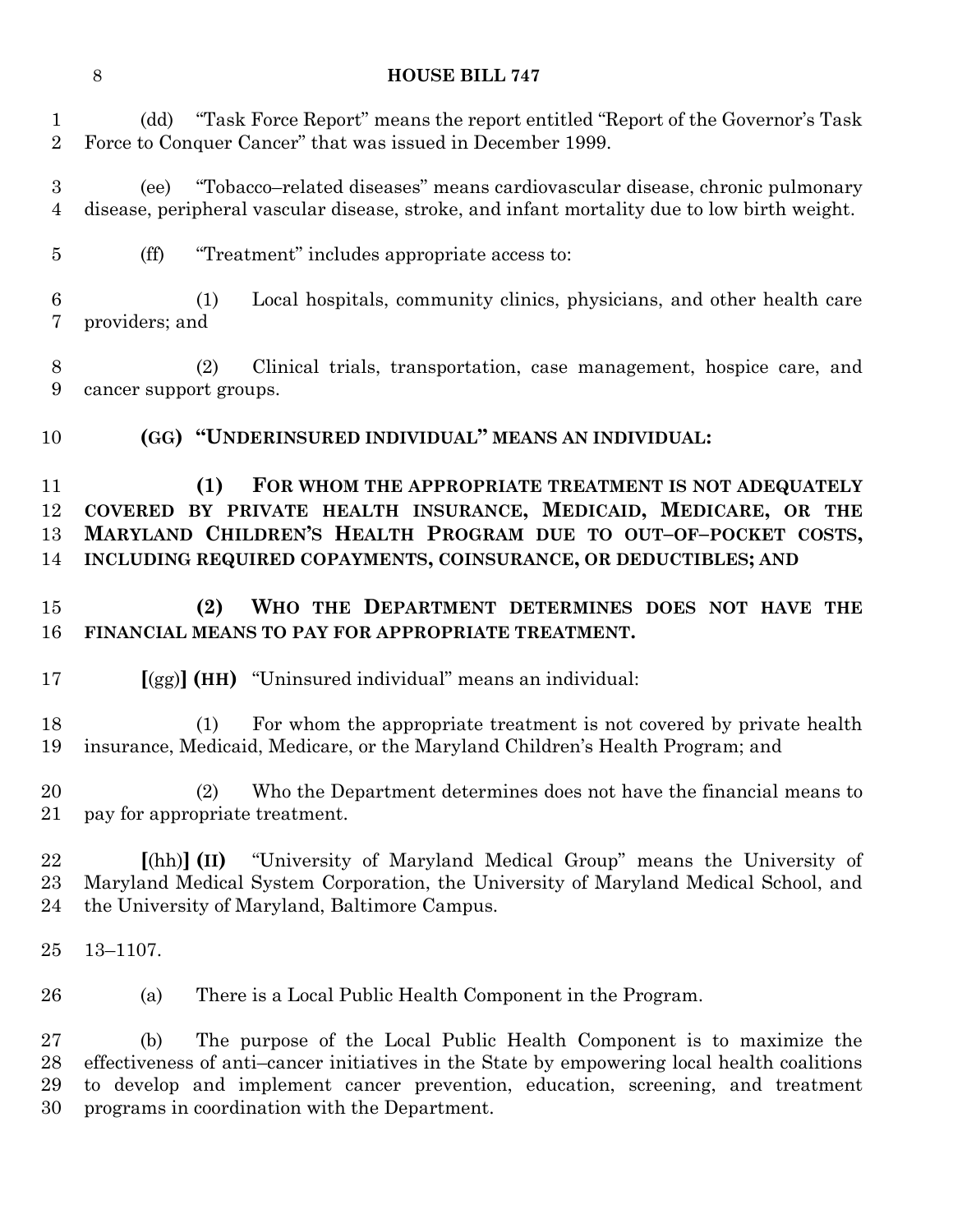(dd) "Task Force Report" means the report entitled "Report of the Governor's Task Force to Conquer Cancer" that was issued in December 1999.

(ee) "Tobacco–related diseases" means cardiovascular disease, chronic pulmonary disease, peripheral vascular disease, stroke, and infant mortality due to low birth weight.

(ff) "Treatment" includes appropriate access to:

(1) Local hospitals, community clinics, physicians, and other health care providers; and

(2) Clinical trials, transportation, case management, hospice care, and cancer support groups.

**(GG) "UNDERINSURED INDIVIDUAL" MEANS AN INDIVIDUAL:**

**(1) FOR WHOM THE APPROPRIATE TREATMENT IS NOT ADEQUATELY COVERED BY PRIVATE HEALTH INSURANCE, MEDICAID, MEDICARE, OR THE MARYLAND CHILDREN'S HEALTH PROGRAM DUE TO OUT–OF–POCKET COSTS, INCLUDING REQUIRED COPAYMENTS, COINSURANCE, OR DEDUCTIBLES; AND**

**(2) WHO THE DEPARTMENT DETERMINES DOES NOT HAVE THE FINANCIAL MEANS TO PAY FOR APPROPRIATE TREATMENT.**

**[**(gg)**] (HH)** "Uninsured individual" means an individual:

(1) For whom the appropriate treatment is not covered by private health insurance, Medicaid, Medicare, or the Maryland Children's Health Program; and

(2) Who the Department determines does not have the financial means to pay for appropriate treatment.

**[**(hh)**] (II)** "University of Maryland Medical Group" means the University of Maryland Medical System Corporation, the University of Maryland Medical School, and the University of Maryland, Baltimore Campus.

13–1107.

(a) There is a Local Public Health Component in the Program.

(b) The purpose of the Local Public Health Component is to maximize the effectiveness of anti–cancer initiatives in the State by empowering local health coalitions to develop and implement cancer prevention, education, screening, and treatment programs in coordination with the Department.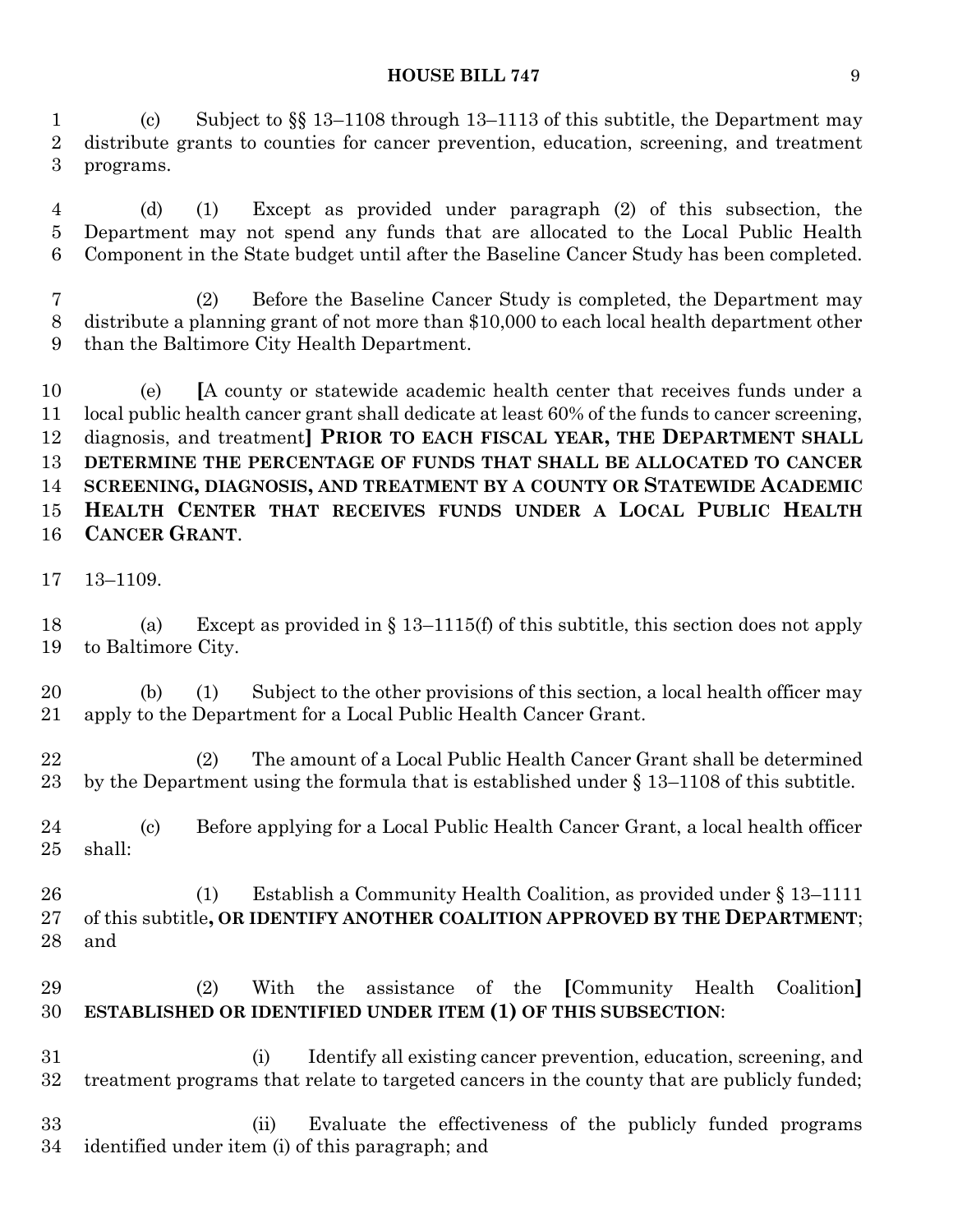(c) Subject to §§ 13–1108 through 13–1113 of this subtitle, the Department may distribute grants to counties for cancer prevention, education, screening, and treatment programs.

(d) (1) Except as provided under paragraph (2) of this subsection, the Department may not spend any funds that are allocated to the Local Public Health Component in the State budget until after the Baseline Cancer Study has been completed.

(2) Before the Baseline Cancer Study is completed, the Department may distribute a planning grant of not more than $10,000 to each local health department other than the Baltimore City Health Department.

(e) **[**A county or statewide academic health center that receives funds under a local public health cancer grant shall dedicate at least 60% of the funds to cancer screening, diagnosis, and treatment**]** **PRIOR TO EACH FISCAL YEAR, THE DEPARTMENT SHALL DETERMINE THE PERCENTAGE OF FUNDS THAT SHALL BE ALLOCATED TO CANCER SCREENING, DIAGNOSIS, AND TREATMENT BY A COUNTY OR STATEWIDE ACADEMIC HEALTH CENTER THAT RECEIVES FUNDS UNDER A LOCAL PUBLIC HEALTH CANCER GRANT**.

13–1109.

(a) Except as provided in § 13–1115(f) of this subtitle, this section does not apply to Baltimore City.

(b) (1) Subject to the other provisions of this section, a local health officer may apply to the Department for a Local Public Health Cancer Grant.

(2) The amount of a Local Public Health Cancer Grant shall be determined by the Department using the formula that is established under § 13–1108 of this subtitle.

(c) Before applying for a Local Public Health Cancer Grant, a local health officer shall:

(1) Establish a Community Health Coalition, as provided under § 13–1111 of this subtitle**, OR IDENTIFY ANOTHER COALITION APPROVED BY THE DEPARTMENT**; and

(2) With the assistance of the **[**Community Health Coalition**]** **ESTABLISHED OR IDENTIFIED UNDER ITEM (1) OF THIS SUBSECTION**:

(i) Identify all existing cancer prevention, education, screening, and treatment programs that relate to targeted cancers in the county that are publicly funded;

(ii) Evaluate the effectiveness of the publicly funded programs identified under item (i) of this paragraph; and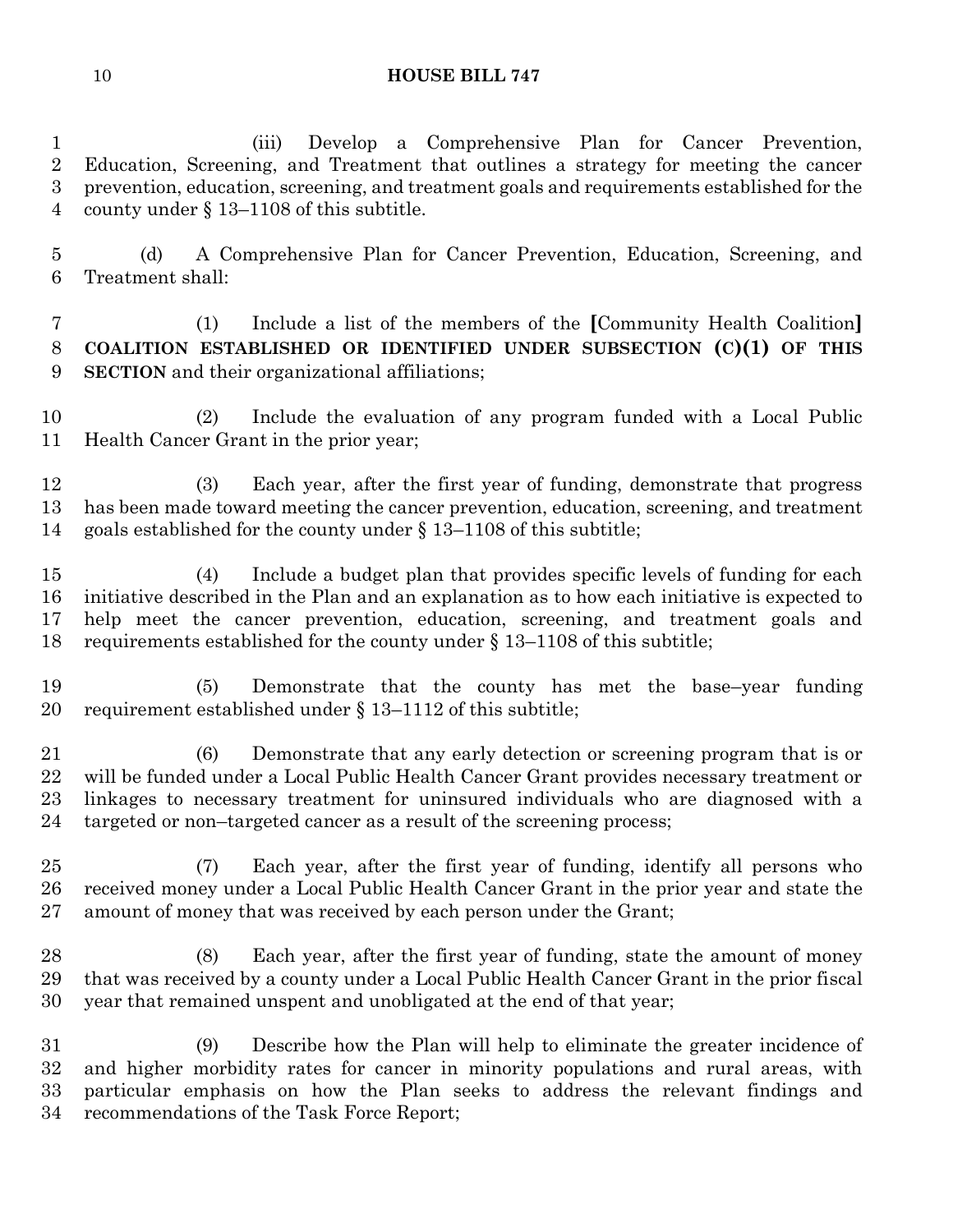(iii) Develop a Comprehensive Plan for Cancer Prevention, Education, Screening, and Treatment that outlines a strategy for meeting the cancer prevention, education, screening, and treatment goals and requirements established for the county under § 13–1108 of this subtitle.

(d) A Comprehensive Plan for Cancer Prevention, Education, Screening, and Treatment shall:

(1) Include a list of the members of the **[**Community Health Coalition**]** **COALITION ESTABLISHED OR IDENTIFIED UNDER SUBSECTION (C)(1) OF THIS SECTION** and their organizational affiliations;

(2) Include the evaluation of any program funded with a Local Public Health Cancer Grant in the prior year;

(3) Each year, after the first year of funding, demonstrate that progress has been made toward meeting the cancer prevention, education, screening, and treatment goals established for the county under § 13–1108 of this subtitle;

(4) Include a budget plan that provides specific levels of funding for each initiative described in the Plan and an explanation as to how each initiative is expected to help meet the cancer prevention, education, screening, and treatment goals and requirements established for the county under § 13–1108 of this subtitle;

(5) Demonstrate that the county has met the base–year funding requirement established under § 13–1112 of this subtitle;

(6) Demonstrate that any early detection or screening program that is or will be funded under a Local Public Health Cancer Grant provides necessary treatment or linkages to necessary treatment for uninsured individuals who are diagnosed with a targeted or non–targeted cancer as a result of the screening process;

(7) Each year, after the first year of funding, identify all persons who received money under a Local Public Health Cancer Grant in the prior year and state the amount of money that was received by each person under the Grant;

(8) Each year, after the first year of funding, state the amount of money that was received by a county under a Local Public Health Cancer Grant in the prior fiscal year that remained unspent and unobligated at the end of that year;

(9) Describe how the Plan will help to eliminate the greater incidence of and higher morbidity rates for cancer in minority populations and rural areas, with particular emphasis on how the Plan seeks to address the relevant findings and recommendations of the Task Force Report;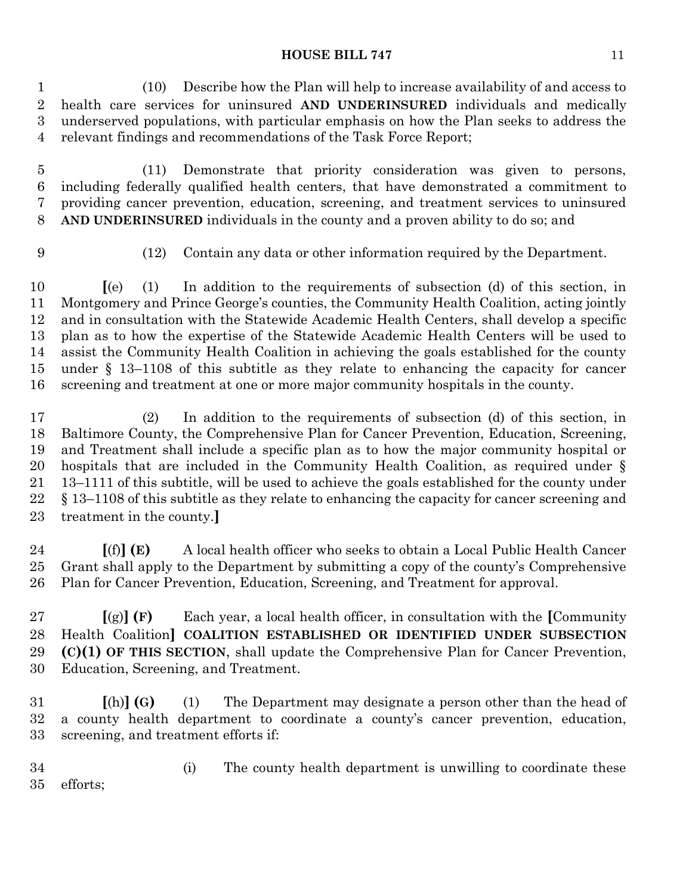(10) Describe how the Plan will help to increase availability of and access to health care services for uninsured **AND UNDERINSURED** individuals and medically underserved populations, with particular emphasis on how the Plan seeks to address the relevant findings and recommendations of the Task Force Report;

(11) Demonstrate that priority consideration was given to persons, including federally qualified health centers, that have demonstrated a commitment to providing cancer prevention, education, screening, and treatment services to uninsured **AND UNDERINSURED** individuals in the county and a proven ability to do so; and

(12) Contain any data or other information required by the Department.

**[**(e) (1) In addition to the requirements of subsection (d) of this section, in Montgomery and Prince George's counties, the Community Health Coalition, acting jointly and in consultation with the Statewide Academic Health Centers, shall develop a specific plan as to how the expertise of the Statewide Academic Health Centers will be used to assist the Community Health Coalition in achieving the goals established for the county under § 13–1108 of this subtitle as they relate to enhancing the capacity for cancer screening and treatment at one or more major community hospitals in the county.

(2) In addition to the requirements of subsection (d) of this section, in Baltimore County, the Comprehensive Plan for Cancer Prevention, Education, Screening, and Treatment shall include a specific plan as to how the major community hospital or hospitals that are included in the Community Health Coalition, as required under § 13–1111 of this subtitle, will be used to achieve the goals established for the county under § 13–1108 of this subtitle as they relate to enhancing the capacity for cancer screening and treatment in the county.**]**

**[**(f)**] (E)** A local health officer who seeks to obtain a Local Public Health Cancer Grant shall apply to the Department by submitting a copy of the county's Comprehensive Plan for Cancer Prevention, Education, Screening, and Treatment for approval.

**[**(g)**] (F)** Each year, a local health officer, in consultation with the **[**Community Health Coalition**] COALITION ESTABLISHED OR IDENTIFIED UNDER SUBSECTION (C)(1) OF THIS SECTION**, shall update the Comprehensive Plan for Cancer Prevention, Education, Screening, and Treatment.

**[**(h)**] (G)** (1) The Department may designate a person other than the head of a county health department to coordinate a county's cancer prevention, education, screening, and treatment efforts if:

(i) The county health department is unwilling to coordinate these efforts;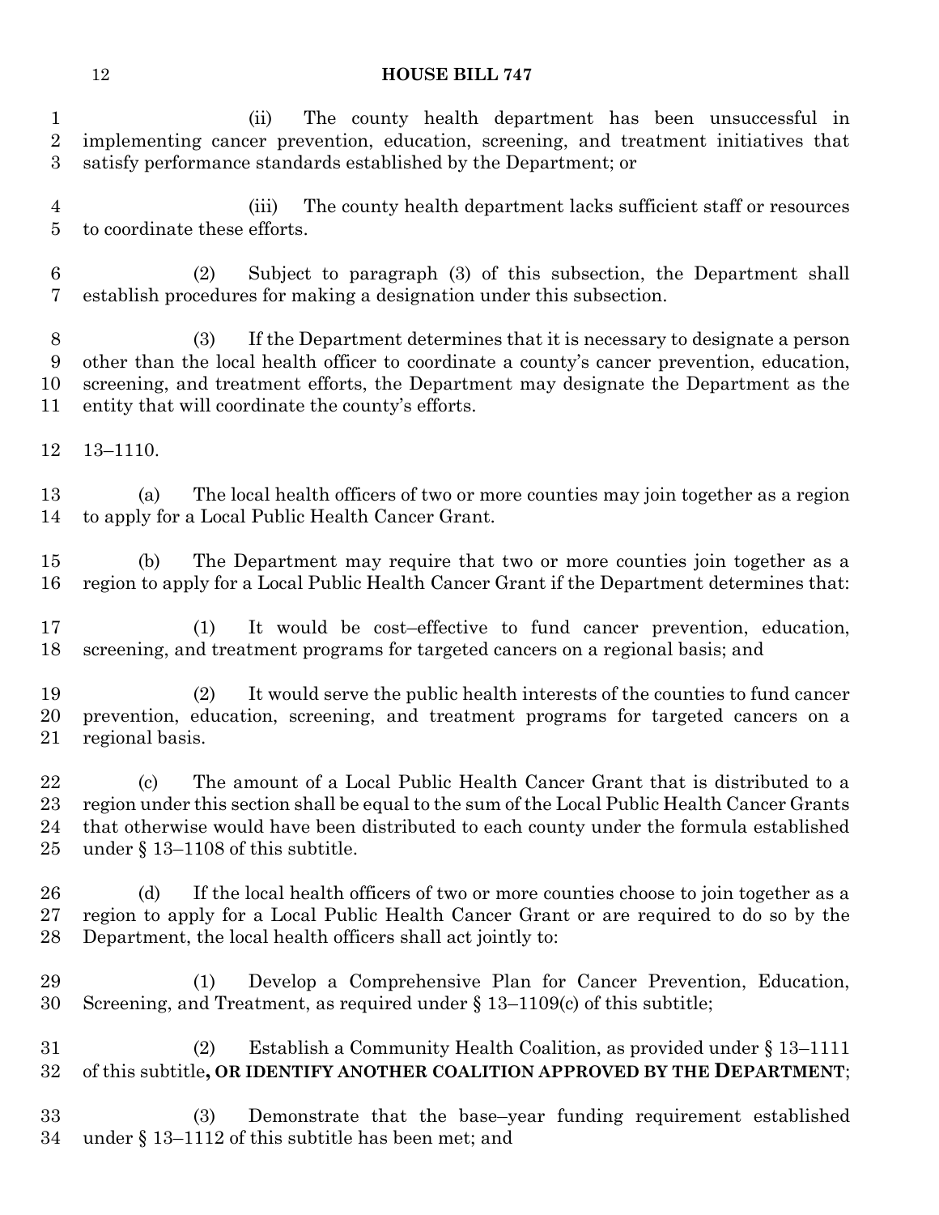(ii) The county health department has been unsuccessful in implementing cancer prevention, education, screening, and treatment initiatives that satisfy performance standards established by the Department; or

(iii) The county health department lacks sufficient staff or resources to coordinate these efforts.

(2) Subject to paragraph (3) of this subsection, the Department shall establish procedures for making a designation under this subsection.

(3) If the Department determines that it is necessary to designate a person other than the local health officer to coordinate a county's cancer prevention, education, screening, and treatment efforts, the Department may designate the Department as the entity that will coordinate the county's efforts.

13–1110.

(a) The local health officers of two or more counties may join together as a region to apply for a Local Public Health Cancer Grant.

(b) The Department may require that two or more counties join together as a region to apply for a Local Public Health Cancer Grant if the Department determines that:

(1) It would be cost–effective to fund cancer prevention, education, screening, and treatment programs for targeted cancers on a regional basis; and

(2) It would serve the public health interests of the counties to fund cancer prevention, education, screening, and treatment programs for targeted cancers on a regional basis.

(c) The amount of a Local Public Health Cancer Grant that is distributed to a region under this section shall be equal to the sum of the Local Public Health Cancer Grants that otherwise would have been distributed to each county under the formula established under § 13–1108 of this subtitle.

(d) If the local health officers of two or more counties choose to join together as a region to apply for a Local Public Health Cancer Grant or are required to do so by the Department, the local health officers shall act jointly to:

(1) Develop a Comprehensive Plan for Cancer Prevention, Education, Screening, and Treatment, as required under § 13–1109(c) of this subtitle;

(2) Establish a Community Health Coalition, as provided under § 13–1111 of this subtitle**, OR IDENTIFY ANOTHER COALITION APPROVED BY THE DEPARTMENT**;

(3) Demonstrate that the base–year funding requirement established under § 13–1112 of this subtitle has been met; and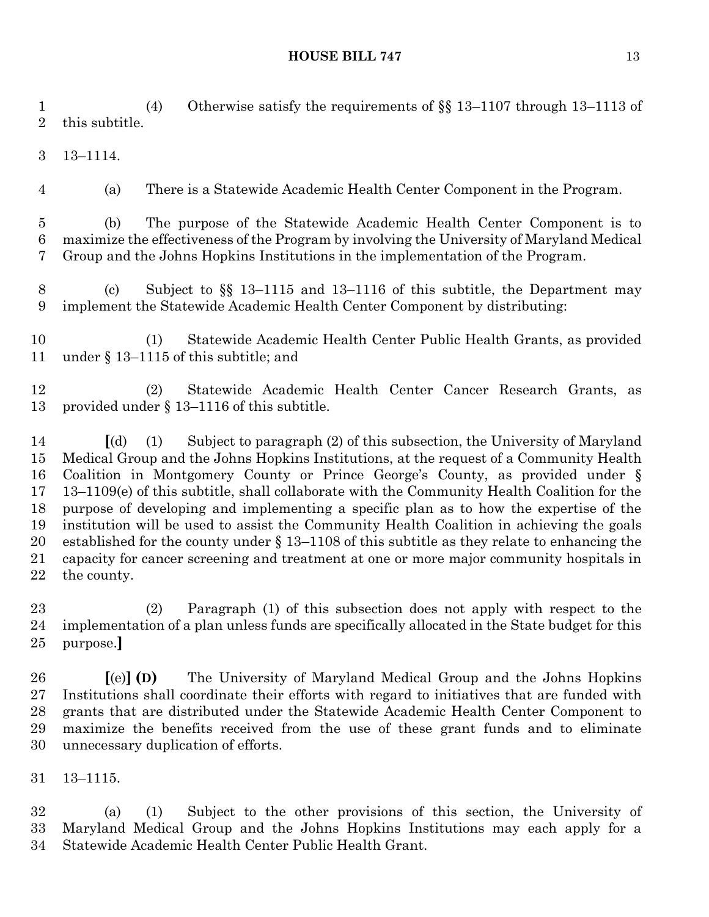(4) Otherwise satisfy the requirements of §§ 13–1107 through 13–1113 of this subtitle.

13–1114.

(a) There is a Statewide Academic Health Center Component in the Program.

(b) The purpose of the Statewide Academic Health Center Component is to maximize the effectiveness of the Program by involving the University of Maryland Medical Group and the Johns Hopkins Institutions in the implementation of the Program.

(c) Subject to §§ 13–1115 and 13–1116 of this subtitle, the Department may implement the Statewide Academic Health Center Component by distributing:

(1) Statewide Academic Health Center Public Health Grants, as provided under § 13–1115 of this subtitle; and

(2) Statewide Academic Health Center Cancer Research Grants, as provided under § 13–1116 of this subtitle.

**[**(d) (1) Subject to paragraph (2) of this subsection, the University of Maryland Medical Group and the Johns Hopkins Institutions, at the request of a Community Health Coalition in Montgomery County or Prince George's County, as provided under § 13–1109(e) of this subtitle, shall collaborate with the Community Health Coalition for the purpose of developing and implementing a specific plan as to how the expertise of the institution will be used to assist the Community Health Coalition in achieving the goals established for the county under § 13–1108 of this subtitle as they relate to enhancing the capacity for cancer screening and treatment at one or more major community hospitals in the county.

(2) Paragraph (1) of this subsection does not apply with respect to the implementation of a plan unless funds are specifically allocated in the State budget for this purpose.**]**

**[**(e)**] (D)** The University of Maryland Medical Group and the Johns Hopkins Institutions shall coordinate their efforts with regard to initiatives that are funded with grants that are distributed under the Statewide Academic Health Center Component to maximize the benefits received from the use of these grant funds and to eliminate unnecessary duplication of efforts.

13–1115.

(a) (1) Subject to the other provisions of this section, the University of Maryland Medical Group and the Johns Hopkins Institutions may each apply for a Statewide Academic Health Center Public Health Grant.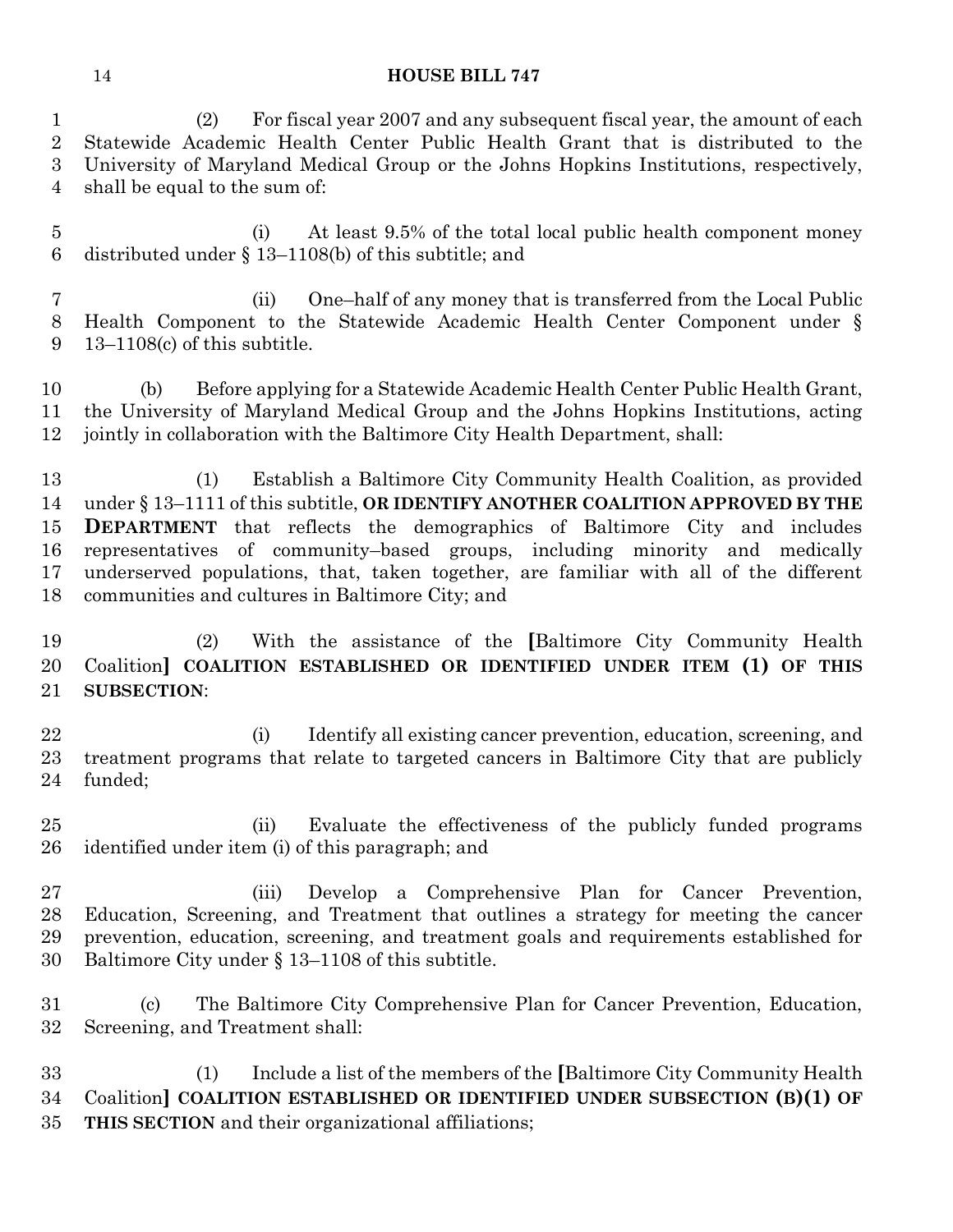(2) For fiscal year 2007 and any subsequent fiscal year, the amount of each Statewide Academic Health Center Public Health Grant that is distributed to the University of Maryland Medical Group or the Johns Hopkins Institutions, respectively, shall be equal to the sum of:

(i) At least 9.5% of the total local public health component money distributed under § 13–1108(b) of this subtitle; and

(ii) One–half of any money that is transferred from the Local Public Health Component to the Statewide Academic Health Center Component under § 13–1108(c) of this subtitle.

(b) Before applying for a Statewide Academic Health Center Public Health Grant, the University of Maryland Medical Group and the Johns Hopkins Institutions, acting jointly in collaboration with the Baltimore City Health Department, shall:

(1) Establish a Baltimore City Community Health Coalition, as provided under § 13–1111 of this subtitle, **OR IDENTIFY ANOTHER COALITION APPROVED BY THE DEPARTMENT** that reflects the demographics of Baltimore City and includes representatives of community–based groups, including minority and medically underserved populations, that, taken together, are familiar with all of the different communities and cultures in Baltimore City; and

(2) With the assistance of the **[**Baltimore City Community Health Coalition**]** **COALITION ESTABLISHED OR IDENTIFIED UNDER ITEM (1) OF THIS SUBSECTION**:

(i) Identify all existing cancer prevention, education, screening, and treatment programs that relate to targeted cancers in Baltimore City that are publicly funded;

(ii) Evaluate the effectiveness of the publicly funded programs identified under item (i) of this paragraph; and

(iii) Develop a Comprehensive Plan for Cancer Prevention, Education, Screening, and Treatment that outlines a strategy for meeting the cancer prevention, education, screening, and treatment goals and requirements established for Baltimore City under § 13–1108 of this subtitle.

(c) The Baltimore City Comprehensive Plan for Cancer Prevention, Education, Screening, and Treatment shall:

(1) Include a list of the members of the **[**Baltimore City Community Health Coalition**]** **COALITION ESTABLISHED OR IDENTIFIED UNDER SUBSECTION (B)(1) OF THIS SECTION** and their organizational affiliations;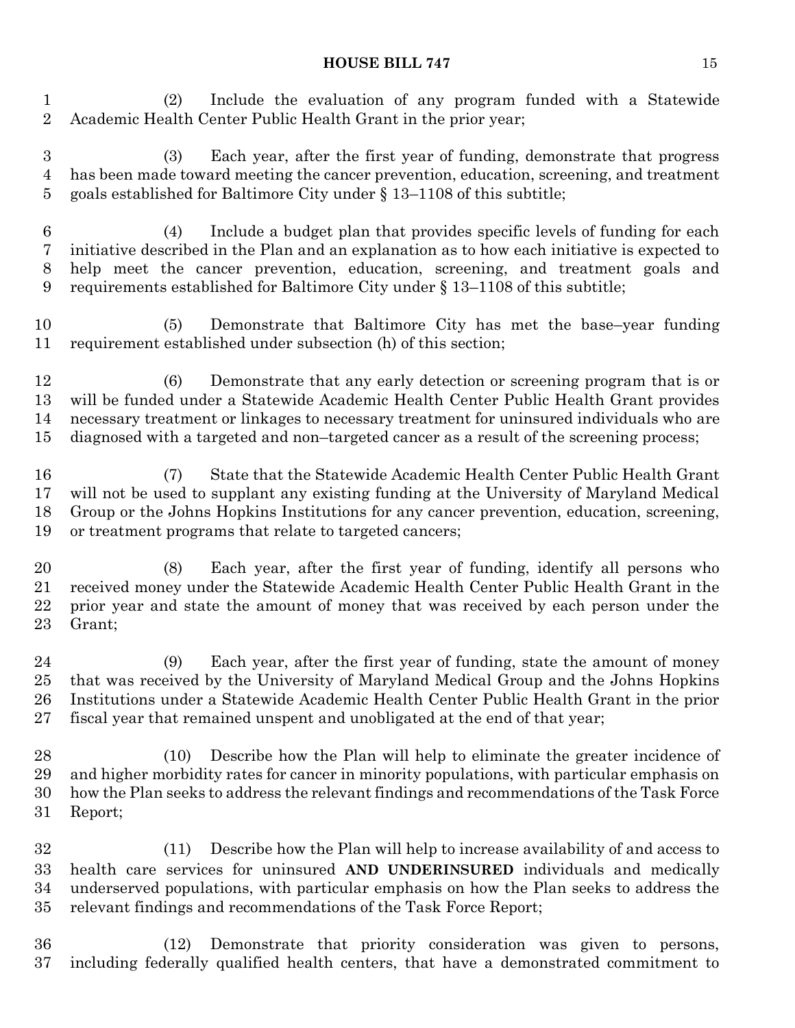(2) Include the evaluation of any program funded with a Statewide Academic Health Center Public Health Grant in the prior year;

(3) Each year, after the first year of funding, demonstrate that progress has been made toward meeting the cancer prevention, education, screening, and treatment goals established for Baltimore City under § 13–1108 of this subtitle;

(4) Include a budget plan that provides specific levels of funding for each initiative described in the Plan and an explanation as to how each initiative is expected to help meet the cancer prevention, education, screening, and treatment goals and requirements established for Baltimore City under § 13–1108 of this subtitle;

(5) Demonstrate that Baltimore City has met the base–year funding requirement established under subsection (h) of this section;

(6) Demonstrate that any early detection or screening program that is or will be funded under a Statewide Academic Health Center Public Health Grant provides necessary treatment or linkages to necessary treatment for uninsured individuals who are diagnosed with a targeted and non–targeted cancer as a result of the screening process;

(7) State that the Statewide Academic Health Center Public Health Grant will not be used to supplant any existing funding at the University of Maryland Medical Group or the Johns Hopkins Institutions for any cancer prevention, education, screening, or treatment programs that relate to targeted cancers;

(8) Each year, after the first year of funding, identify all persons who received money under the Statewide Academic Health Center Public Health Grant in the prior year and state the amount of money that was received by each person under the Grant;

(9) Each year, after the first year of funding, state the amount of money that was received by the University of Maryland Medical Group and the Johns Hopkins Institutions under a Statewide Academic Health Center Public Health Grant in the prior fiscal year that remained unspent and unobligated at the end of that year;

(10) Describe how the Plan will help to eliminate the greater incidence of and higher morbidity rates for cancer in minority populations, with particular emphasis on how the Plan seeks to address the relevant findings and recommendations of the Task Force Report;

(11) Describe how the Plan will help to increase availability of and access to health care services for uninsured **AND UNDERINSURED** individuals and medically underserved populations, with particular emphasis on how the Plan seeks to address the relevant findings and recommendations of the Task Force Report;

(12) Demonstrate that priority consideration was given to persons, including federally qualified health centers, that have a demonstrated commitment to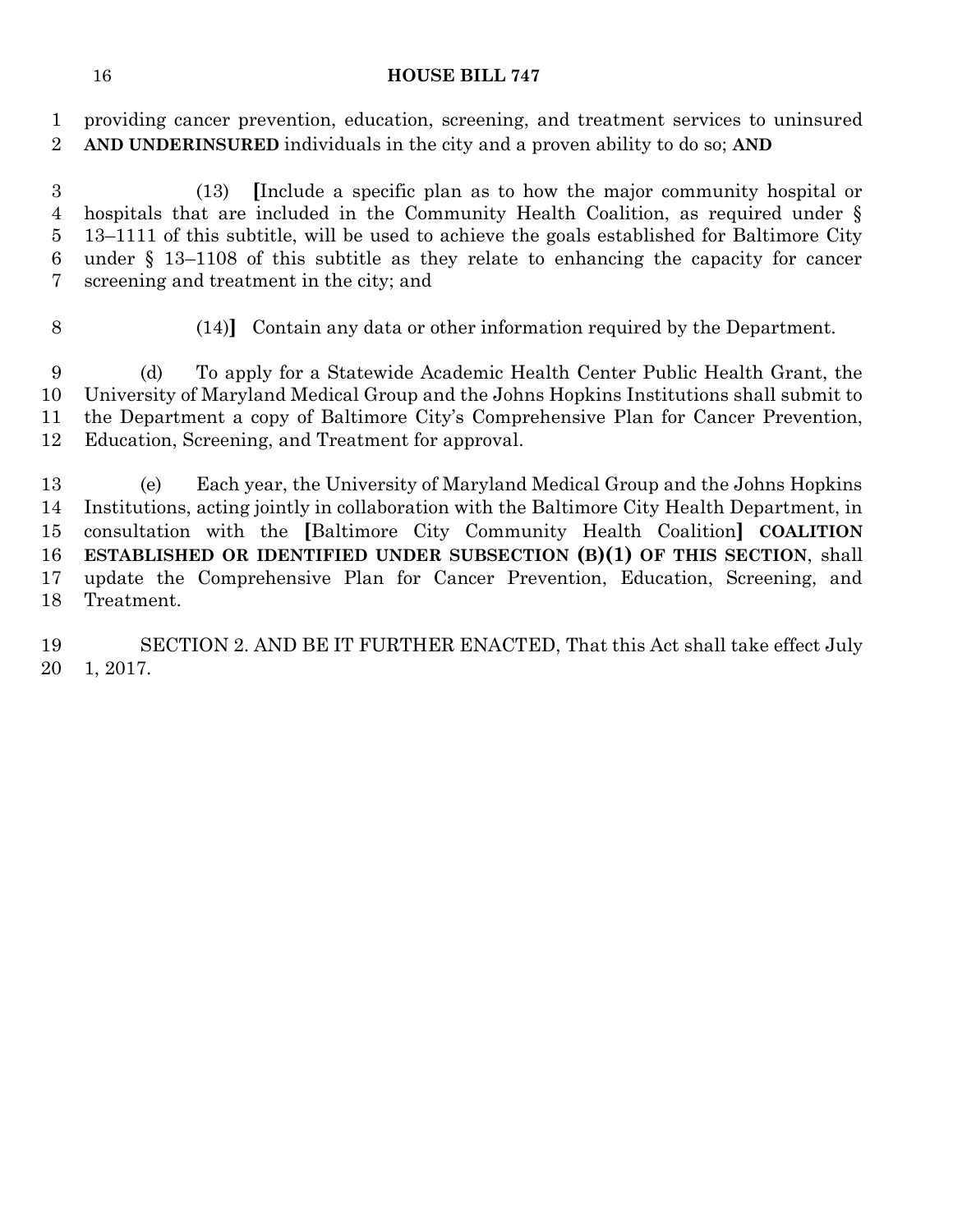providing cancer prevention, education, screening, and treatment services to uninsured **AND UNDERINSURED** individuals in the city and a proven ability to do so; **AND**

(13) **[**Include a specific plan as to how the major community hospital or hospitals that are included in the Community Health Coalition, as required under § 13–1111 of this subtitle, will be used to achieve the goals established for Baltimore City under § 13–1108 of this subtitle as they relate to enhancing the capacity for cancer screening and treatment in the city; and

(14)**]** Contain any data or other information required by the Department.

(d) To apply for a Statewide Academic Health Center Public Health Grant, the University of Maryland Medical Group and the Johns Hopkins Institutions shall submit to the Department a copy of Baltimore City's Comprehensive Plan for Cancer Prevention, Education, Screening, and Treatment for approval.

(e) Each year, the University of Maryland Medical Group and the Johns Hopkins Institutions, acting jointly in collaboration with the Baltimore City Health Department, in consultation with the **[**Baltimore City Community Health Coalition**]** **COALITION ESTABLISHED OR IDENTIFIED UNDER SUBSECTION (B)(1) OF THIS SECTION**, shall update the Comprehensive Plan for Cancer Prevention, Education, Screening, and Treatment.

SECTION 2. AND BE IT FURTHER ENACTED, That this Act shall take effect July 1, 2017.